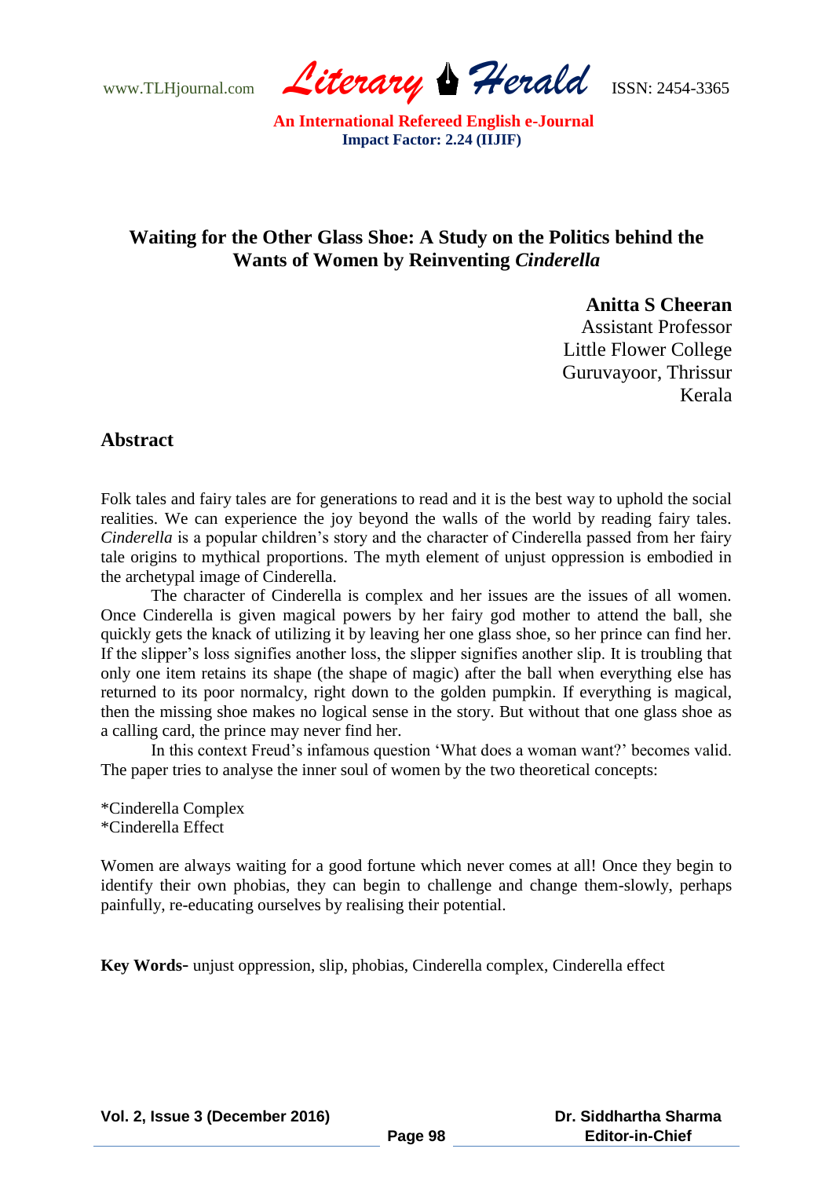# Waiting for the Other Glass Shoe: A Study on the Politics behind the Wants of Women by Reinventing *Cinderella*

**Anitta S Cheeran**
Assistant Professor
Little Flower College
Guruvayoor, Thrissur
Kerala

## Abstract

Folk tales and fairy tales are for generations to read and it is the best way to uphold the social realities. We can experience the joy beyond the walls of the world by reading fairy tales. *Cinderella* is a popular children's story and the character of Cinderella passed from her fairy tale origins to mythical proportions. The myth element of unjust oppression is embodied in the archetypal image of Cinderella.

The character of Cinderella is complex and her issues are the issues of all women. Once Cinderella is given magical powers by her fairy god mother to attend the ball, she quickly gets the knack of utilizing it by leaving her one glass shoe, so her prince can find her. If the slipper's loss signifies another loss, the slipper signifies another slip. It is troubling that only one item retains its shape (the shape of magic) after the ball when everything else has returned to its poor normalcy, right down to the golden pumpkin. If everything is magical, then the missing shoe makes no logical sense in the story. But without that one glass shoe as a calling card, the prince may never find her.

In this context Freud's infamous question 'What does a woman want?' becomes valid. The paper tries to analyse the inner soul of women by the two theoretical concepts:

*Cinderella Complex
*Cinderella Effect

Women are always waiting for a good fortune which never comes at all! Once they begin to identify their own phobias, they can begin to challenge and change them-slowly, perhaps painfully, re-educating ourselves by realising their potential.

**Key Words-** unjust oppression, slip, phobias, Cinderella complex, Cinderella effect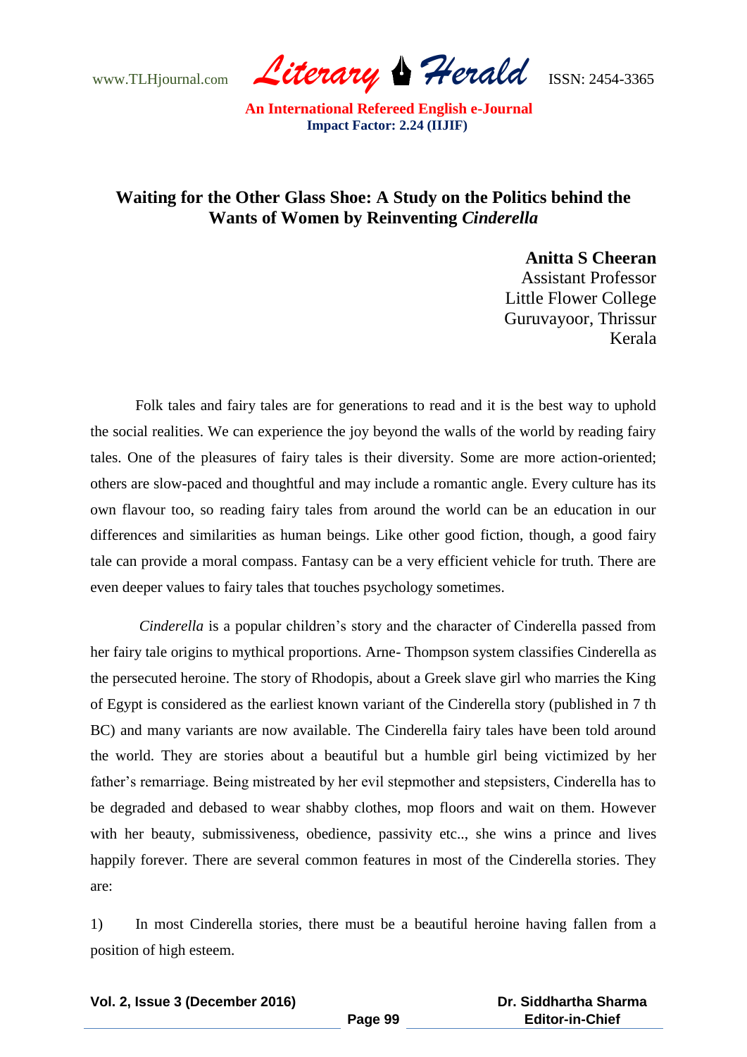# Waiting for the Other Glass Shoe: A Study on the Politics behind the Wants of Women by Reinventing *Cinderella*

**Anitta S Cheeran**
Assistant Professor
Little Flower College
Guruvayoor, Thrissur
Kerala

Folk tales and fairy tales are for generations to read and it is the best way to uphold the social realities. We can experience the joy beyond the walls of the world by reading fairy tales. One of the pleasures of fairy tales is their diversity. Some are more action-oriented; others are slow-paced and thoughtful and may include a romantic angle. Every culture has its own flavour too, so reading fairy tales from around the world can be an education in our differences and similarities as human beings. Like other good fiction, though, a good fairy tale can provide a moral compass. Fantasy can be a very efficient vehicle for truth. There are even deeper values to fairy tales that touches psychology sometimes.

*Cinderella* is a popular children's story and the character of Cinderella passed from her fairy tale origins to mythical proportions. Arne- Thompson system classifies Cinderella as the persecuted heroine. The story of Rhodopis, about a Greek slave girl who marries the King of Egypt is considered as the earliest known variant of the Cinderella story (published in 7 th BC) and many variants are now available. The Cinderella fairy tales have been told around the world. They are stories about a beautiful but a humble girl being victimized by her father's remarriage. Being mistreated by her evil stepmother and stepsisters, Cinderella has to be degraded and debased to wear shabby clothes, mop floors and wait on them. However with her beauty, submissiveness, obedience, passivity etc.., she wins a prince and lives happily forever. There are several common features in most of the Cinderella stories. They are:

1) In most Cinderella stories, there must be a beautiful heroine having fallen from a position of high esteem.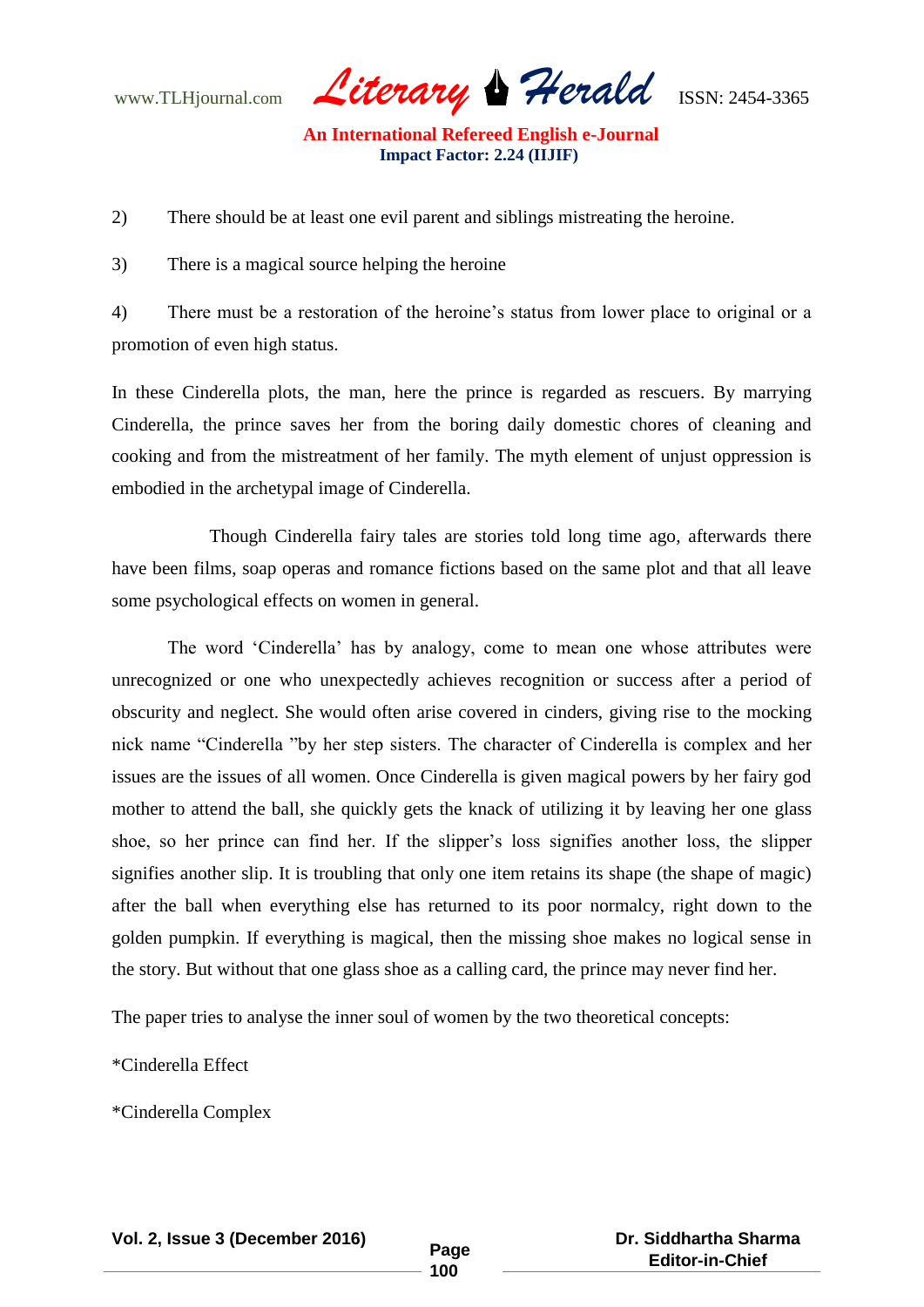2) There should be at least one evil parent and siblings mistreating the heroine.

3) There is a magical source helping the heroine

4) There must be a restoration of the heroine's status from lower place to original or a promotion of even high status.

In these Cinderella plots, the man, here the prince is regarded as rescuers. By marrying Cinderella, the prince saves her from the boring daily domestic chores of cleaning and cooking and from the mistreatment of her family. The myth element of unjust oppression is embodied in the archetypal image of Cinderella.

Though Cinderella fairy tales are stories told long time ago, afterwards there have been films, soap operas and romance fictions based on the same plot and that all leave some psychological effects on women in general.

The word 'Cinderella' has by analogy, come to mean one whose attributes were unrecognized or one who unexpectedly achieves recognition or success after a period of obscurity and neglect. She would often arise covered in cinders, giving rise to the mocking nick name "Cinderella "by her step sisters. The character of Cinderella is complex and her issues are the issues of all women. Once Cinderella is given magical powers by her fairy god mother to attend the ball, she quickly gets the knack of utilizing it by leaving her one glass shoe, so her prince can find her. If the slipper's loss signifies another loss, the slipper signifies another slip. It is troubling that only one item retains its shape (the shape of magic) after the ball when everything else has returned to its poor normalcy, right down to the golden pumpkin. If everything is magical, then the missing shoe makes no logical sense in the story. But without that one glass shoe as a calling card, the prince may never find her.

The paper tries to analyse the inner soul of women by the two theoretical concepts:

*Cinderella Effect

*Cinderella Complex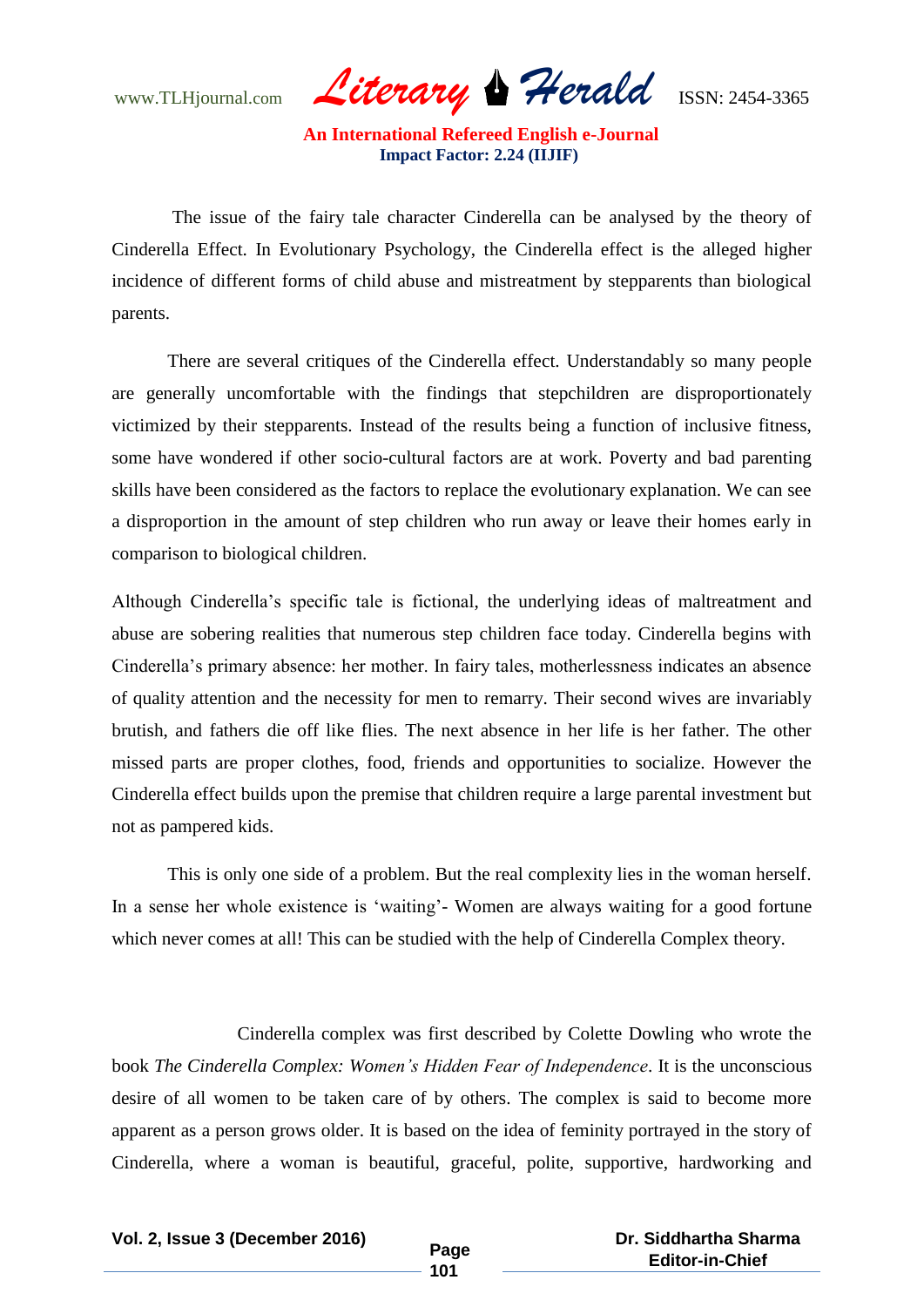The issue of the fairy tale character Cinderella can be analysed by the theory of Cinderella Effect. In Evolutionary Psychology, the Cinderella effect is the alleged higher incidence of different forms of child abuse and mistreatment by stepparents than biological parents.

There are several critiques of the Cinderella effect. Understandably so many people are generally uncomfortable with the findings that stepchildren are disproportionately victimized by their stepparents. Instead of the results being a function of inclusive fitness, some have wondered if other socio-cultural factors are at work. Poverty and bad parenting skills have been considered as the factors to replace the evolutionary explanation. We can see a disproportion in the amount of step children who run away or leave their homes early in comparison to biological children.

Although Cinderella's specific tale is fictional, the underlying ideas of maltreatment and abuse are sobering realities that numerous step children face today. Cinderella begins with Cinderella's primary absence: her mother. In fairy tales, motherlessness indicates an absence of quality attention and the necessity for men to remarry. Their second wives are invariably brutish, and fathers die off like flies. The next absence in her life is her father. The other missed parts are proper clothes, food, friends and opportunities to socialize. However the Cinderella effect builds upon the premise that children require a large parental investment but not as pampered kids.

This is only one side of a problem. But the real complexity lies in the woman herself. In a sense her whole existence is 'waiting'- Women are always waiting for a good fortune which never comes at all! This can be studied with the help of Cinderella Complex theory.

Cinderella complex was first described by Colette Dowling who wrote the book *The Cinderella Complex: Women's Hidden Fear of Independence*. It is the unconscious desire of all women to be taken care of by others. The complex is said to become more apparent as a person grows older. It is based on the idea of feminity portrayed in the story of Cinderella, where a woman is beautiful, graceful, polite, supportive, hardworking and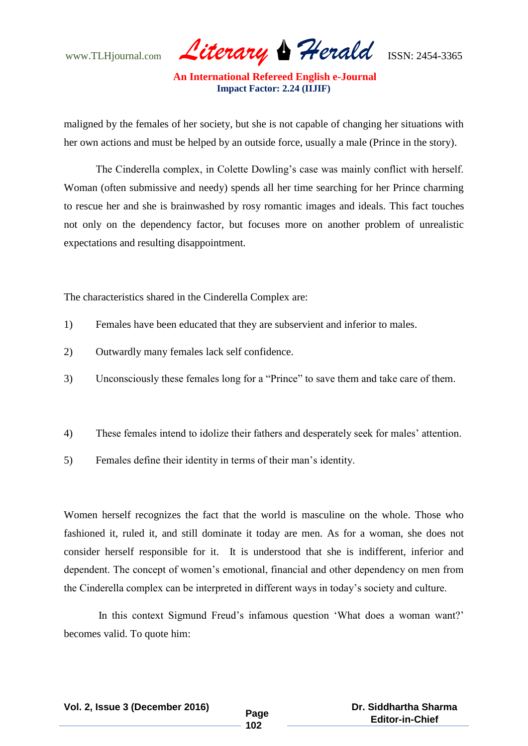maligned by the females of her society, but she is not capable of changing her situations with her own actions and must be helped by an outside force, usually a male (Prince in the story).

The Cinderella complex, in Colette Dowling's case was mainly conflict with herself. Woman (often submissive and needy) spends all her time searching for her Prince charming to rescue her and she is brainwashed by rosy romantic images and ideals. This fact touches not only on the dependency factor, but focuses more on another problem of unrealistic expectations and resulting disappointment.

The characteristics shared in the Cinderella Complex are:

1) Females have been educated that they are subservient and inferior to males.
2) Outwardly many females lack self confidence.
3) Unconsciously these females long for a "Prince" to save them and take care of them.
4) These females intend to idolize their fathers and desperately seek for males' attention.
5) Females define their identity in terms of their man's identity.

Women herself recognizes the fact that the world is masculine on the whole. Those who fashioned it, ruled it, and still dominate it today are men. As for a woman, she does not consider herself responsible for it. It is understood that she is indifferent, inferior and dependent. The concept of women's emotional, financial and other dependency on men from the Cinderella complex can be interpreted in different ways in today's society and culture.

In this context Sigmund Freud's infamous question 'What does a woman want?' becomes valid. To quote him: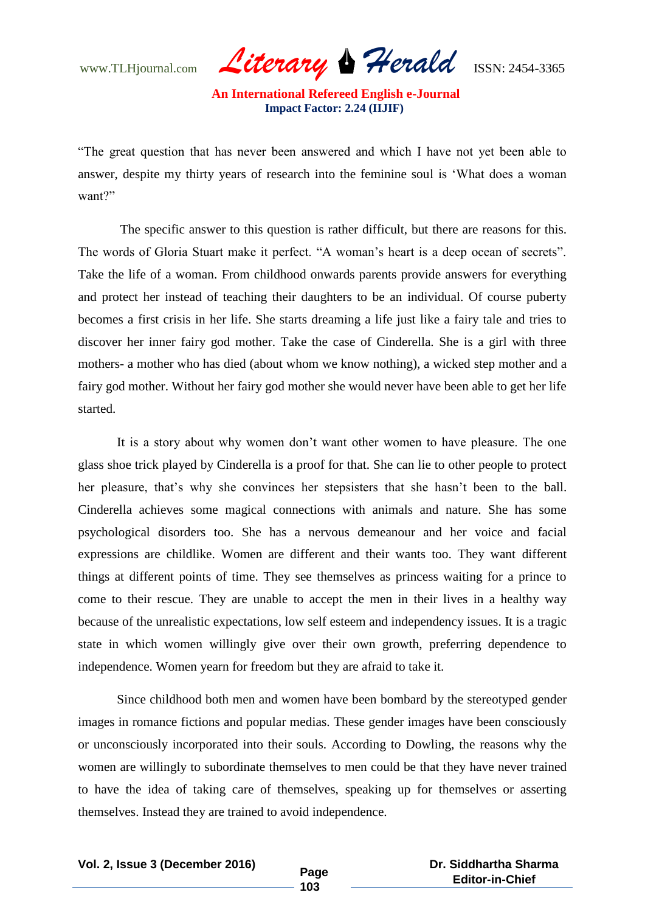"The great question that has never been answered and which I have not yet been able to answer, despite my thirty years of research into the feminine soul is 'What does a woman want?"

The specific answer to this question is rather difficult, but there are reasons for this. The words of Gloria Stuart make it perfect. "A woman's heart is a deep ocean of secrets". Take the life of a woman. From childhood onwards parents provide answers for everything and protect her instead of teaching their daughters to be an individual. Of course puberty becomes a first crisis in her life. She starts dreaming a life just like a fairy tale and tries to discover her inner fairy god mother. Take the case of Cinderella. She is a girl with three mothers- a mother who has died (about whom we know nothing), a wicked step mother and a fairy god mother. Without her fairy god mother she would never have been able to get her life started.

It is a story about why women don't want other women to have pleasure. The one glass shoe trick played by Cinderella is a proof for that. She can lie to other people to protect her pleasure, that's why she convinces her stepsisters that she hasn't been to the ball. Cinderella achieves some magical connections with animals and nature. She has some psychological disorders too. She has a nervous demeanour and her voice and facial expressions are childlike. Women are different and their wants too. They want different things at different points of time. They see themselves as princess waiting for a prince to come to their rescue. They are unable to accept the men in their lives in a healthy way because of the unrealistic expectations, low self esteem and independency issues. It is a tragic state in which women willingly give over their own growth, preferring dependence to independence. Women yearn for freedom but they are afraid to take it.

Since childhood both men and women have been bombard by the stereotyped gender images in romance fictions and popular medias. These gender images have been consciously or unconsciously incorporated into their souls. According to Dowling, the reasons why the women are willingly to subordinate themselves to men could be that they have never trained to have the idea of taking care of themselves, speaking up for themselves or asserting themselves. Instead they are trained to avoid independence.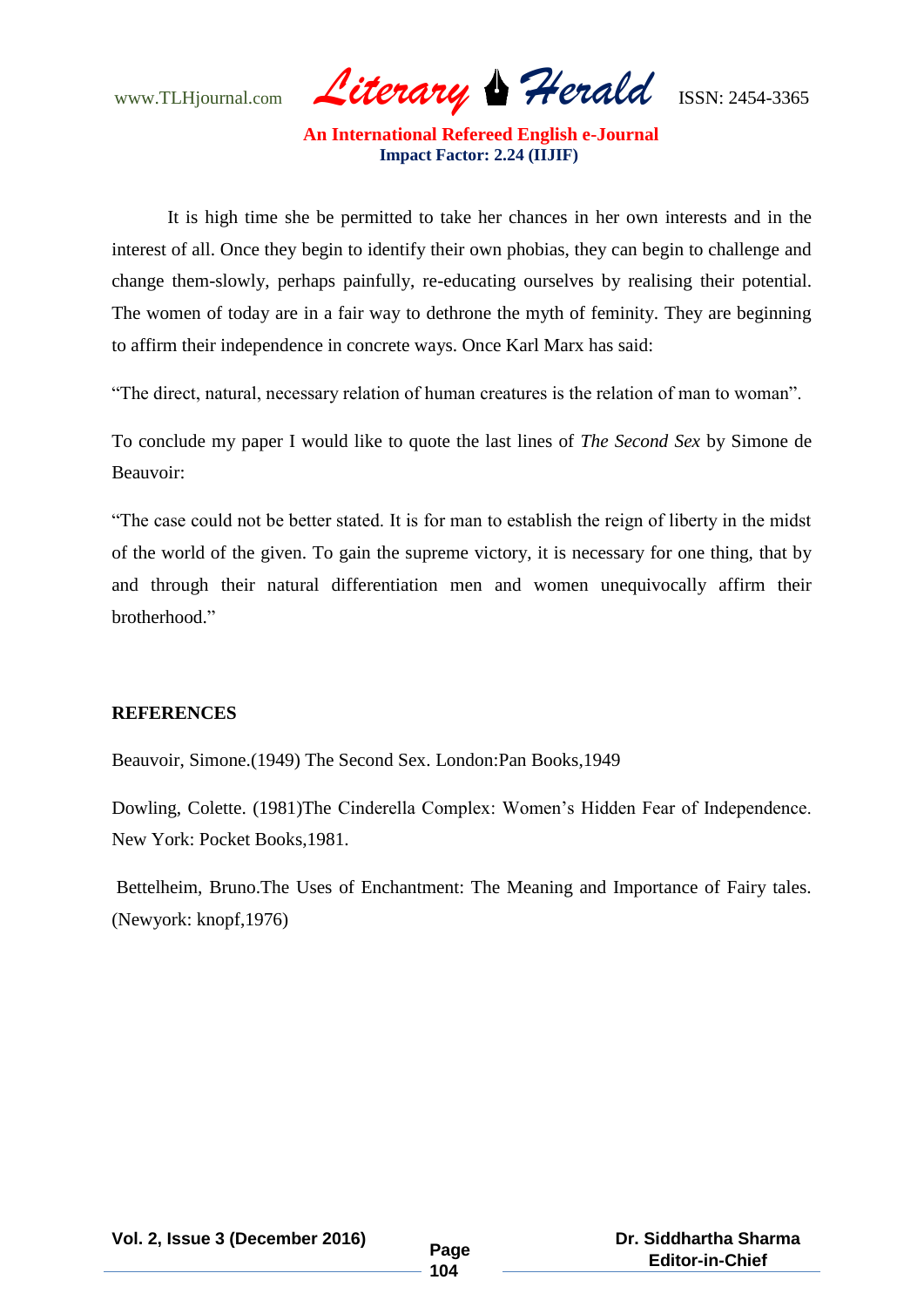It is high time she be permitted to take her chances in her own interests and in the interest of all. Once they begin to identify their own phobias, they can begin to challenge and change them-slowly, perhaps painfully, re-educating ourselves by realising their potential. The women of today are in a fair way to dethrone the myth of feminity. They are beginning to affirm their independence in concrete ways. Once Karl Marx has said:

"The direct, natural, necessary relation of human creatures is the relation of man to woman".

To conclude my paper I would like to quote the last lines of *The Second Sex* by Simone de Beauvoir:

"The case could not be better stated. It is for man to establish the reign of liberty in the midst of the world of the given. To gain the supreme victory, it is necessary for one thing, that by and through their natural differentiation men and women unequivocally affirm their brotherhood."

**REFERENCES**

Beauvoir, Simone.(1949) The Second Sex. London:Pan Books,1949

Dowling, Colette. (1981)The Cinderella Complex: Women's Hidden Fear of Independence. New York: Pocket Books,1981.

Bettelheim, Bruno.The Uses of Enchantment: The Meaning and Importance of Fairy tales. (Newyork: knopf,1976)